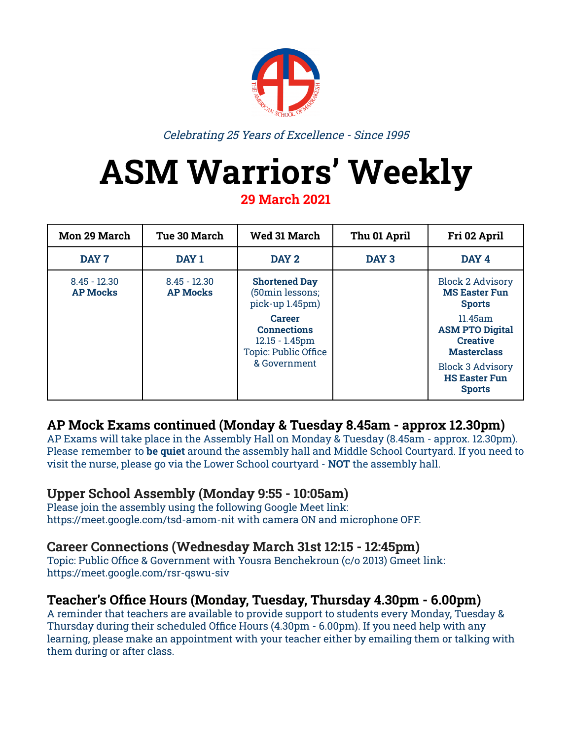*Celebrating 25 Years of Excellence - Since 1995*

# ASM Warriors' Weekly

**29 March 2021**

| Mon 29 March | Tue 30 March | Wed 31 March | Thu 01 April | Fri 02 April |
|---|---|---|---|---|
| **DAY 7** | **DAY 1** | **DAY 2** | **DAY 3** | **DAY 4** |
| 8.45 - 12.30 **AP Mocks** | 8.45 - 12.30 **AP Mocks** | **Shortened Day** (50min lessons; pick-up 1.45pm) **Career Connections** 12.15 - 1.45pm Topic: Public Office & Government | | Block 2 Advisory **MS Easter Fun Sports** 11.45am **ASM PTO Digital Creative Masterclass** Block 3 Advisory **HS Easter Fun Sports** |

## AP Mock Exams continued (Monday & Tuesday 8.45am - approx 12.30pm)

AP Exams will take place in the Assembly Hall on Monday & Tuesday (8.45am - approx. 12.30pm). Please remember to **be quiet** around the assembly hall and Middle School Courtyard. If you need to visit the nurse, please go via the Lower School courtyard - **NOT** the assembly hall.

## Upper School Assembly (Monday 9:55 - 10:05am)

Please join the assembly using the following Google Meet link: https://meet.google.com/tsd-amom-nit with camera ON and microphone OFF.

## Career Connections (Wednesday March 31st 12:15 - 12:45pm)

Topic: Public Office & Government with Yousra Benchekroun (c/o 2013) Gmeet link: https://meet.google.com/rsr-qswu-siv

## Teacher's Office Hours (Monday, Tuesday, Thursday 4.30pm - 6.00pm)

A reminder that teachers are available to provide support to students every Monday, Tuesday & Thursday during their scheduled Office Hours (4.30pm - 6.00pm). If you need help with any learning, please make an appointment with your teacher either by emailing them or talking with them during or after class.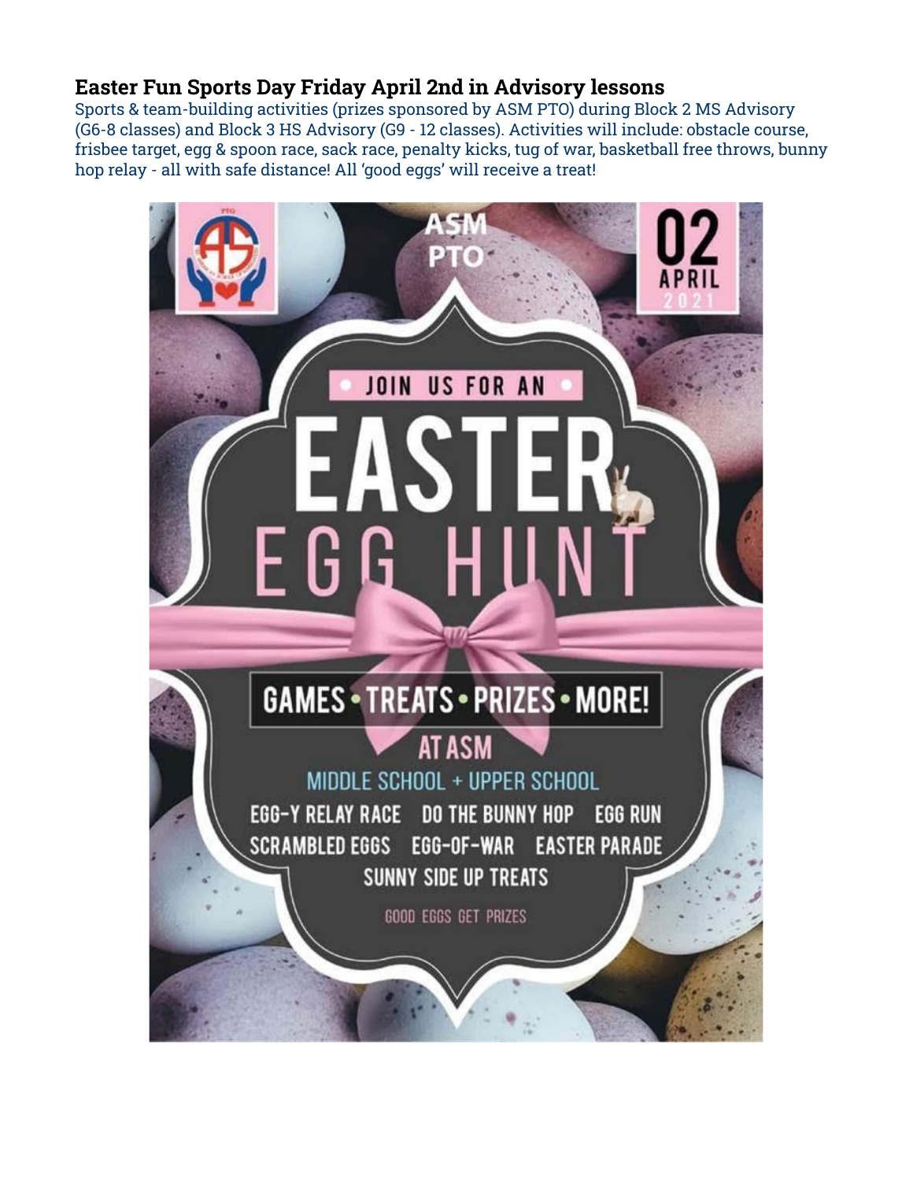## Easter Fun Sports Day Friday April 2nd in Advisory lessons

Sports & team-building activities (prizes sponsored by ASM PTO) during Block 2 MS Advisory (G6-8 classes) and Block 3 HS Advisory (G9 - 12 classes). Activities will include: obstacle course, frisbee target, egg & spoon race, sack race, penalty kicks, tug of war, basketball free throws, bunny hop relay - all with safe distance! All 'good eggs' will receive a treat!

ASM PTO

02 APRIL 2021

JOIN US FOR AN

EASTER EGG HUNT

GAMES • TREATS • PRIZES • MORE!

AT ASM

MIDDLE SCHOOL + UPPER SCHOOL

EGG-Y RELAY RACE DO THE BUNNY HOP EGG RUN
SCRAMBLED EGGS EGG-OF-WAR EASTER PARADE
SUNNY SIDE UP TREATS

GOOD EGGS GET PRIZES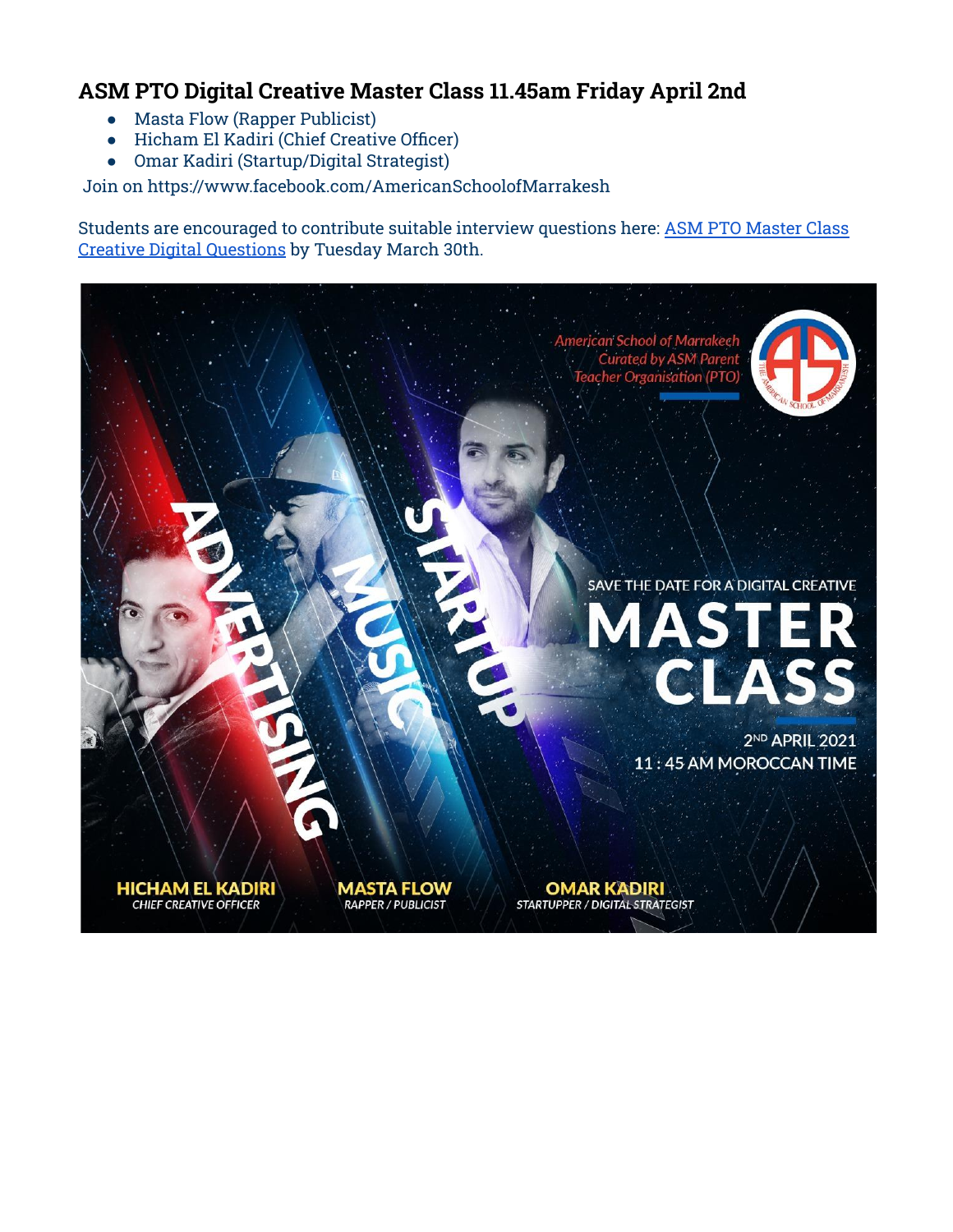## ASM PTO Digital Creative Master Class 11.45am Friday April 2nd

- Masta Flow (Rapper Publicist)
- Hicham El Kadiri (Chief Creative Officer)
- Omar Kadiri (Startup/Digital Strategist)

Join on https://www.facebook.com/AmericanSchoolofMarrakesh

Students are encouraged to contribute suitable interview questions here: [ASM PTO Master Class Creative Digital Questions]() by Tuesday March 30th.

American School of Marrakech
Curated by ASM Parent Teacher Organisation (PTO)

ADVERTISING MUSIC STARTUP

SAVE THE DATE FOR A DIGITAL CREATIVE

MASTER CLASS

2ND APRIL 2021
11 : 45 AM MOROCCAN TIME

HICHAM EL KADIRI
CHIEF CREATIVE OFFICER

MASTA FLOW
RAPPER / PUBLICIST

OMAR KADIRI
STARTUPPER / DIGITAL STRATEGIST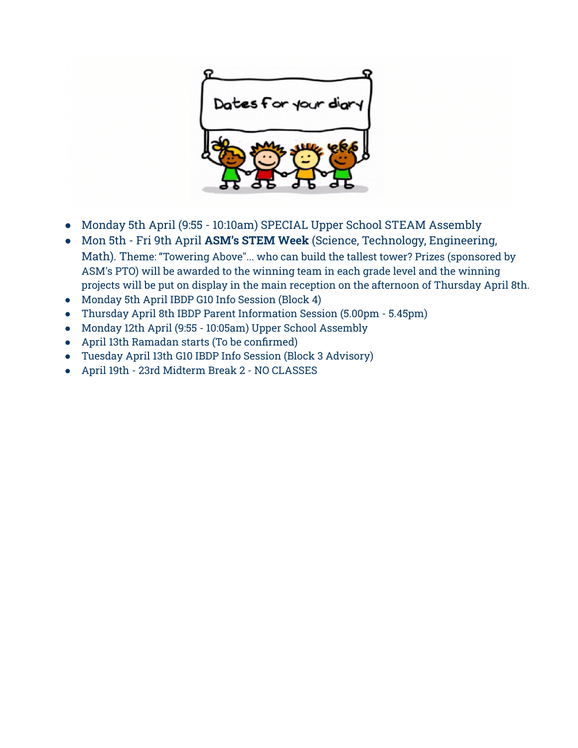- Monday 5th April (9:55 - 10:10am) SPECIAL Upper School STEAM Assembly
- Mon 5th - Fri 9th April **ASM's STEM Week** (Science, Technology, Engineering, Math). Theme: "Towering Above"... who can build the tallest tower? Prizes (sponsored by ASM's PTO) will be awarded to the winning team in each grade level and the winning projects will be put on display in the main reception on the afternoon of Thursday April 8th.
- Monday 5th April IBDP G10 Info Session (Block 4)
- Thursday April 8th IBDP Parent Information Session (5.00pm - 5.45pm)
- Monday 12th April (9:55 - 10:05am) Upper School Assembly
- April 13th Ramadan starts (To be confirmed)
- Tuesday April 13th G10 IBDP Info Session (Block 3 Advisory)
- April 19th - 23rd Midterm Break 2 - NO CLASSES